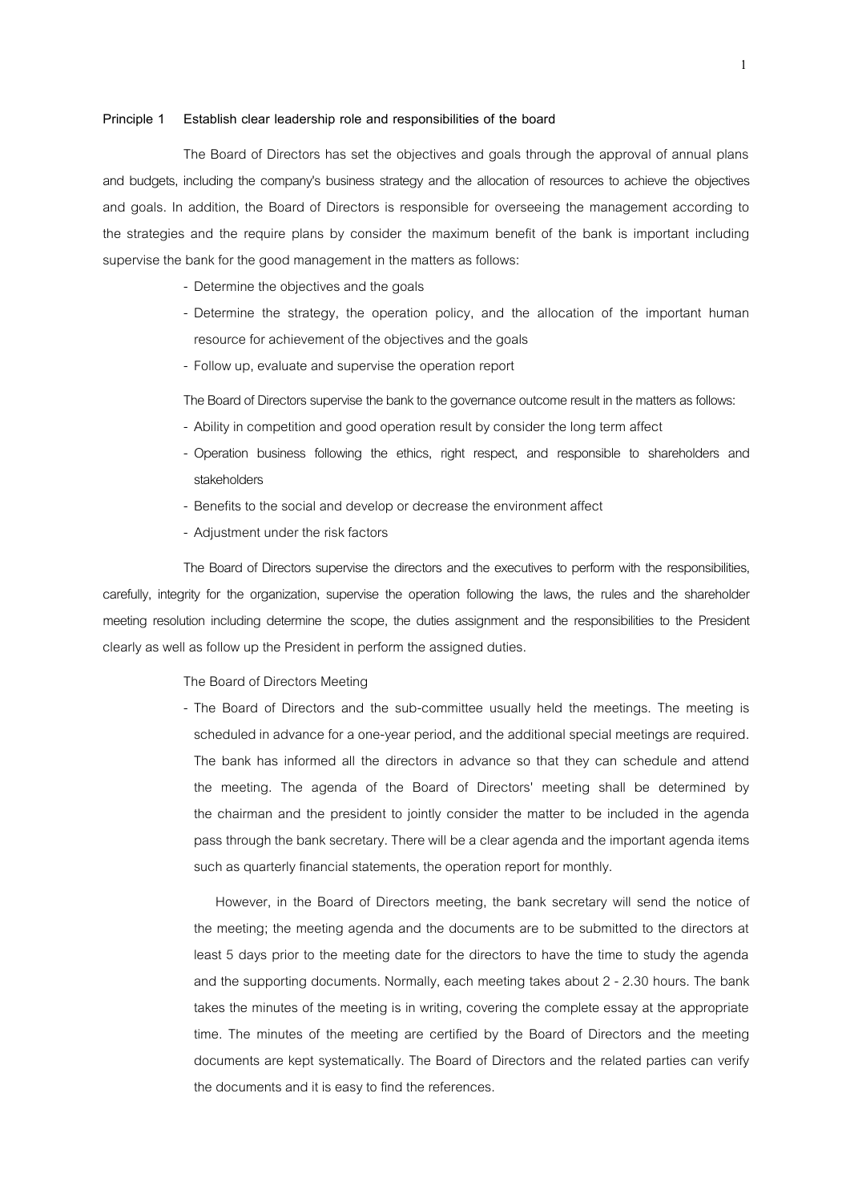**Principle 1 Establish clear leadership role and responsibilities of the board**

The Board of Directors has set the objectives and goals through the approval of annual plans and budgets, including the company's business strategy and the allocation of resources to achieve the objectives and goals. In addition, the Board of Directors is responsible for overseeing the management according to the strategies and the require plans by consider the maximum benefit of the bank is important including supervise the bank for the good management in the matters as follows:

- Determine the objectives and the goals
- Determine the strategy, the operation policy, and the allocation of the important human resource for achievement of the objectives and the goals
- Follow up, evaluate and supervise the operation report

The Board of Directors supervise the bank to the governance outcome result in the matters as follows:

- Ability in competition and good operation result by consider the long term affect
- Operation business following the ethics, right respect, and responsible to shareholders and stakeholders
- Benefits to the social and develop or decrease the environment affect
- Adjustment under the risk factors

The Board of Directors supervise the directors and the executives to perform with the responsibilities, carefully, integrity for the organization, supervise the operation following the laws, the rules and the shareholder meeting resolution including determine the scope, the duties assignment and the responsibilities to the President clearly as well as follow up the President in perform the assigned duties.

The Board of Directors Meeting

- The Board of Directors and the sub-committee usually held the meetings. The meeting is scheduled in advance for a one-year period, and the additional special meetings are required. The bank has informed all the directors in advance so that they can schedule and attend the meeting. The agenda of the Board of Directors' meeting shall be determined by the chairman and the president to jointly consider the matter to be included in the agenda pass through the bank secretary. There will be a clear agenda and the important agenda items such as quarterly financial statements, the operation report for monthly.

  However, in the Board of Directors meeting, the bank secretary will send the notice of the meeting; the meeting agenda and the documents are to be submitted to the directors at least 5 days prior to the meeting date for the directors to have the time to study the agenda and the supporting documents. Normally, each meeting takes about 2 - 2.30 hours. The bank takes the minutes of the meeting is in writing, covering the complete essay at the appropriate time. The minutes of the meeting are certified by the Board of Directors and the meeting documents are kept systematically. The Board of Directors and the related parties can verify the documents and it is easy to find the references.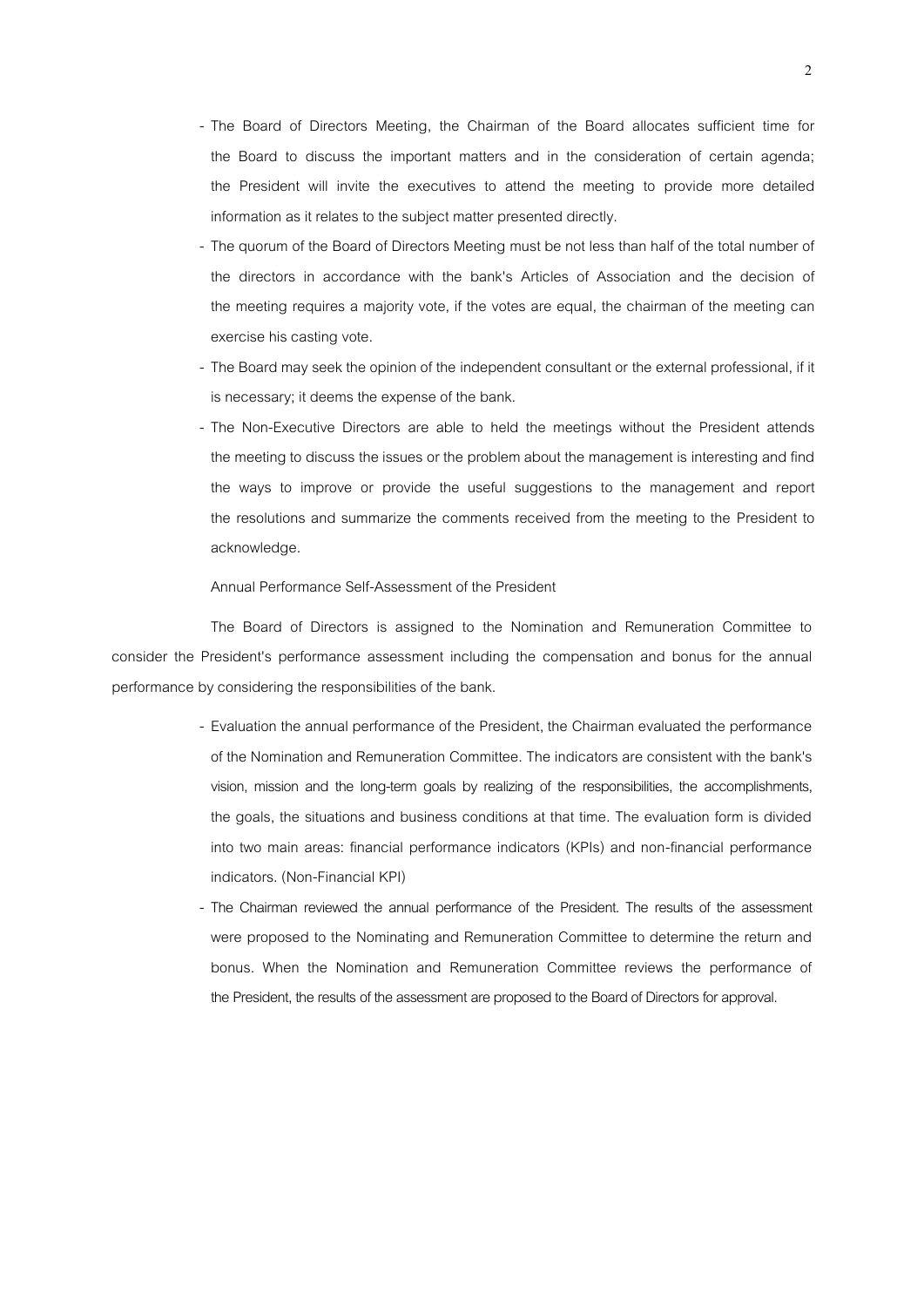- The Board of Directors Meeting, the Chairman of the Board allocates sufficient time for the Board to discuss the important matters and in the consideration of certain agenda; the President will invite the executives to attend the meeting to provide more detailed information as it relates to the subject matter presented directly.
- The quorum of the Board of Directors Meeting must be not less than half of the total number of the directors in accordance with the bank's Articles of Association and the decision of the meeting requires a majority vote, if the votes are equal, the chairman of the meeting can exercise his casting vote.
- The Board may seek the opinion of the independent consultant or the external professional, if it is necessary; it deems the expense of the bank.
- The Non-Executive Directors are able to held the meetings without the President attends the meeting to discuss the issues or the problem about the management is interesting and find the ways to improve or provide the useful suggestions to the management and report the resolutions and summarize the comments received from the meeting to the President to acknowledge.

Annual Performance Self-Assessment of the President

The Board of Directors is assigned to the Nomination and Remuneration Committee to consider the President's performance assessment including the compensation and bonus for the annual performance by considering the responsibilities of the bank.

- Evaluation the annual performance of the President, the Chairman evaluated the performance of the Nomination and Remuneration Committee. The indicators are consistent with the bank's vision, mission and the long-term goals by realizing of the responsibilities, the accomplishments, the goals, the situations and business conditions at that time. The evaluation form is divided into two main areas: financial performance indicators (KPIs) and non-financial performance indicators. (Non-Financial KPI)
- The Chairman reviewed the annual performance of the President. The results of the assessment were proposed to the Nominating and Remuneration Committee to determine the return and bonus. When the Nomination and Remuneration Committee reviews the performance of the President, the results of the assessment are proposed to the Board of Directors for approval.